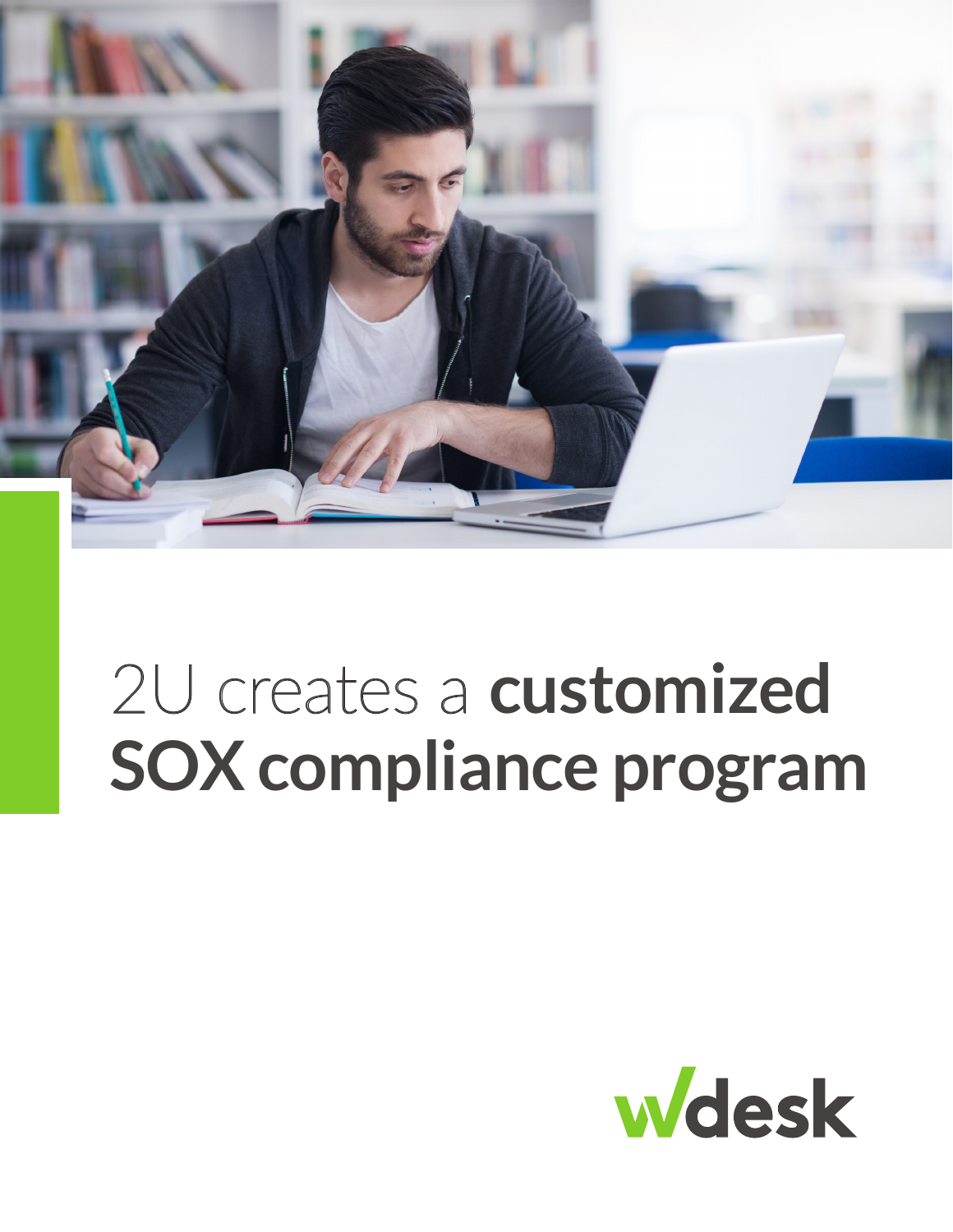# 2U creates a **customized SOX compliance program**

wdesk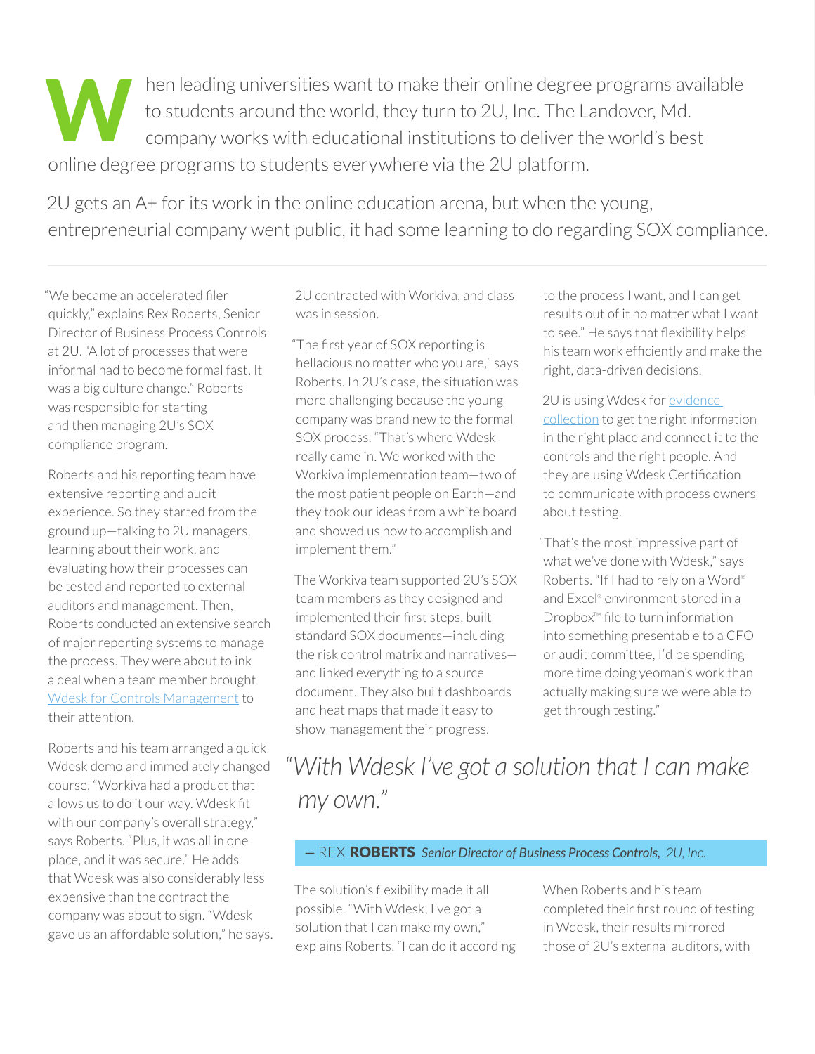When leading universities want to make their online degree programs available to students around the world, they turn to 2U, Inc. The Landover, Md. company works with educational institutions to deliver the world's best online degree programs to students everywhere via the 2U platform.

2U gets an A+ for its work in the online education arena, but when the young, entrepreneurial company went public, it had some learning to do regarding SOX compliance.

---

"We became an accelerated filer quickly," explains Rex Roberts, Senior Director of Business Process Controls at 2U. "A lot of processes that were informal had to become formal fast. It was a big culture change." Roberts was responsible for starting and then managing 2U's SOX compliance program.

Roberts and his reporting team have extensive reporting and audit experience. So they started from the ground up—talking to 2U managers, learning about their work, and evaluating how their processes can be tested and reported to external auditors and management. Then, Roberts conducted an extensive search of major reporting systems to manage the process. They were about to ink a deal when a team member brought Wdesk for Controls Management to their attention.

Roberts and his team arranged a quick Wdesk demo and immediately changed course. "Workiva had a product that allows us to do it our way. Wdesk fit with our company's overall strategy," says Roberts. "Plus, it was all in one place, and it was secure." He adds that Wdesk was also considerably less expensive than the contract the company was about to sign. "Wdesk gave us an affordable solution," he says. 2U contracted with Workiva, and class was in session.

"The first year of SOX reporting is hellacious no matter who you are," says Roberts. In 2U's case, the situation was more challenging because the young company was brand new to the formal SOX process. "That's where Wdesk really came in. We worked with the Workiva implementation team—two of the most patient people on Earth—and they took our ideas from a white board and showed us how to accomplish and implement them."

The Workiva team supported 2U's SOX team members as they designed and implemented their first steps, built standard SOX documents—including the risk control matrix and narratives—and linked everything to a source document. They also built dashboards and heat maps that made it easy to show management their progress.

> *"With Wdesk I've got a solution that I can make my own."*
>
> — REX **ROBERTS** ***Senior Director of Business Process Controls**, 2U, Inc.*

The solution's flexibility made it all possible. "With Wdesk, I've got a solution that I can make my own," explains Roberts. "I can do it according to the process I want, and I can get results out of it no matter what I want to see." He says that flexibility helps his team work efficiently and make the right, data-driven decisions.

2U is using Wdesk for evidence collection to get the right information in the right place and connect it to the controls and the right people. And they are using Wdesk Certification to communicate with process owners about testing.

"That's the most impressive part of what we've done with Wdesk," says Roberts. "If I had to rely on a Word® and Excel® environment stored in a Dropbox™ file to turn information into something presentable to a CFO or audit committee, I'd be spending more time doing yeoman's work than actually making sure we were able to get through testing."

When Roberts and his team completed their first round of testing in Wdesk, their results mirrored those of 2U's external auditors, with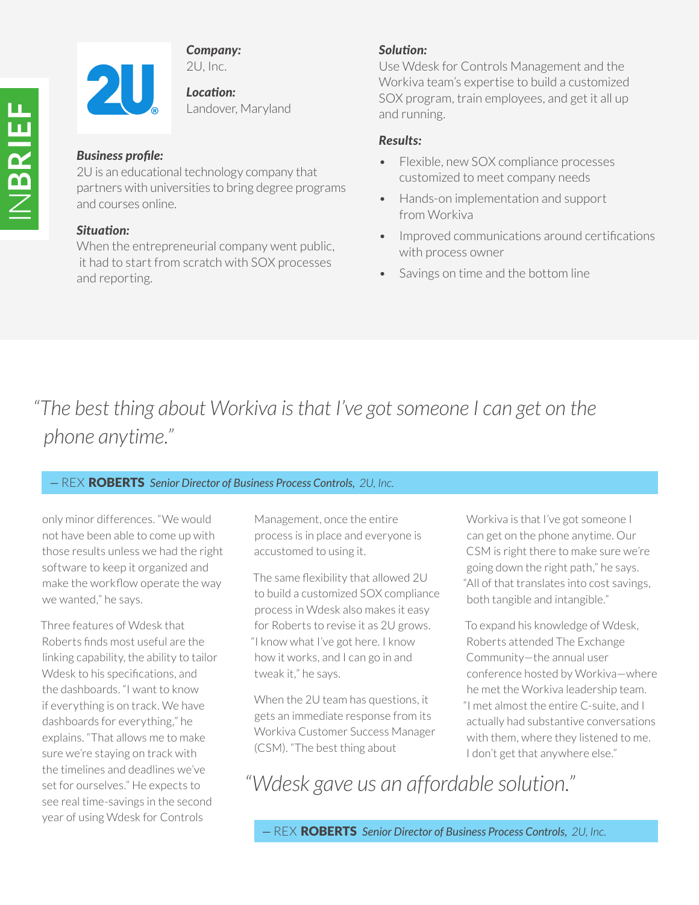INBRIEF

*Company:*
2U, Inc.

*Location:*
Landover, Maryland

*Business profile:*
2U is an educational technology company that partners with universities to bring degree programs and courses online.

*Situation:*
When the entrepreneurial company went public, it had to start from scratch with SOX processes and reporting.

*Solution:*
Use Wdesk for Controls Management and the Workiva team's expertise to build a customized SOX program, train employees, and get it all up and running.

*Results:*

- Flexible, new SOX compliance processes customized to meet company needs
- Hands-on implementation and support from Workiva
- Improved communications around certifications with process owner
- Savings on time and the bottom line

> *"The best thing about Workiva is that I've got someone I can get on the phone anytime."*
>
> — REX **ROBERTS** *Senior Director of Business Process Controls, 2U, Inc.*

only minor differences. "We would not have been able to come up with those results unless we had the right software to keep it organized and make the workflow operate the way we wanted," he says.

Three features of Wdesk that Roberts finds most useful are the linking capability, the ability to tailor Wdesk to his specifications, and the dashboards. "I want to know if everything is on track. We have dashboards for everything," he explains. "That allows me to make sure we're staying on track with the timelines and deadlines we've set for ourselves." He expects to see real time-savings in the second year of using Wdesk for Controls Management, once the entire process is in place and everyone is accustomed to using it.

The same flexibility that allowed 2U to build a customized SOX compliance process in Wdesk also makes it easy for Roberts to revise it as 2U grows. "I know what I've got here. I know how it works, and I can go in and tweak it," he says.

When the 2U team has questions, it gets an immediate response from its Workiva Customer Success Manager (CSM). "The best thing about Workiva is that I've got someone I can get on the phone anytime. Our CSM is right there to make sure we're going down the right path," he says. "All of that translates into cost savings, both tangible and intangible."

To expand his knowledge of Wdesk, Roberts attended The Exchange Community—the annual user conference hosted by Workiva—where he met the Workiva leadership team. "I met almost the entire C-suite, and I actually had substantive conversations with them, where they listened to me. I don't get that anywhere else."

> *"Wdesk gave us an affordable solution."*
>
> — REX **ROBERTS** *Senior Director of Business Process Controls, 2U, Inc.*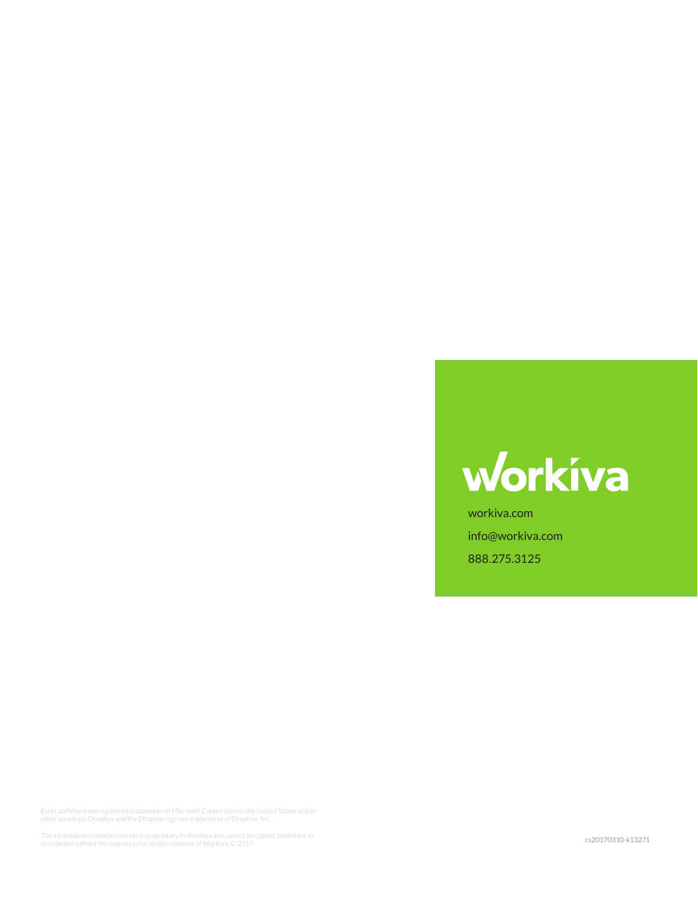workiva

workiva.com

info@workiva.com

888.275.3125

Excel and Word are registered trademarks of Microsoft Corporation in the United States and/or other countries. Dropbox and the Dropbox logo are trademarks of Dropbox, Inc.

The information contained herein is proprietary to Workiva and cannot be copied, published, or distributed without the express prior written consent of Workiva. © 2017.

cs20170310-k13271